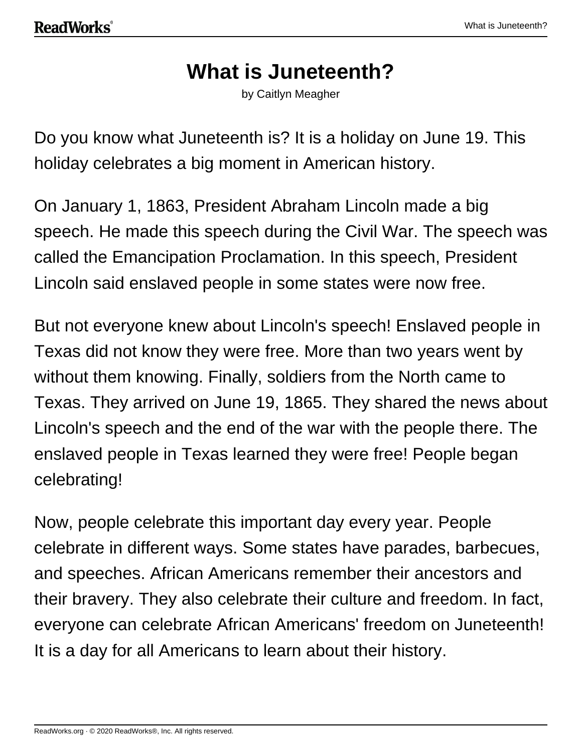# What is Juneteenth?

by Caitlyn Meagher

Do you know what Juneteenth is? It is a holiday on June 19. This holiday celebrates a big moment in American history.

On January 1, 1863, President Abraham Lincoln made a big speech. He made this speech during the Civil War. The speech was called the Emancipation Proclamation. In this speech, President Lincoln said enslaved people in some states were now free.

But not everyone knew about Lincoln's speech! Enslaved people in Texas did not know they were free. More than two years went by without them knowing. Finally, soldiers from the North came to Texas. They arrived on June 19, 1865. They shared the news about Lincoln's speech and the end of the war with the people there. The enslaved people in Texas learned they were free! People began celebrating!

Now, people celebrate this important day every year. People celebrate in different ways. Some states have parades, barbecues, and speeches. African Americans remember their ancestors and their bravery. They also celebrate their culture and freedom. In fact, everyone can celebrate African Americans' freedom on Juneteenth! It is a day for all Americans to learn about their history.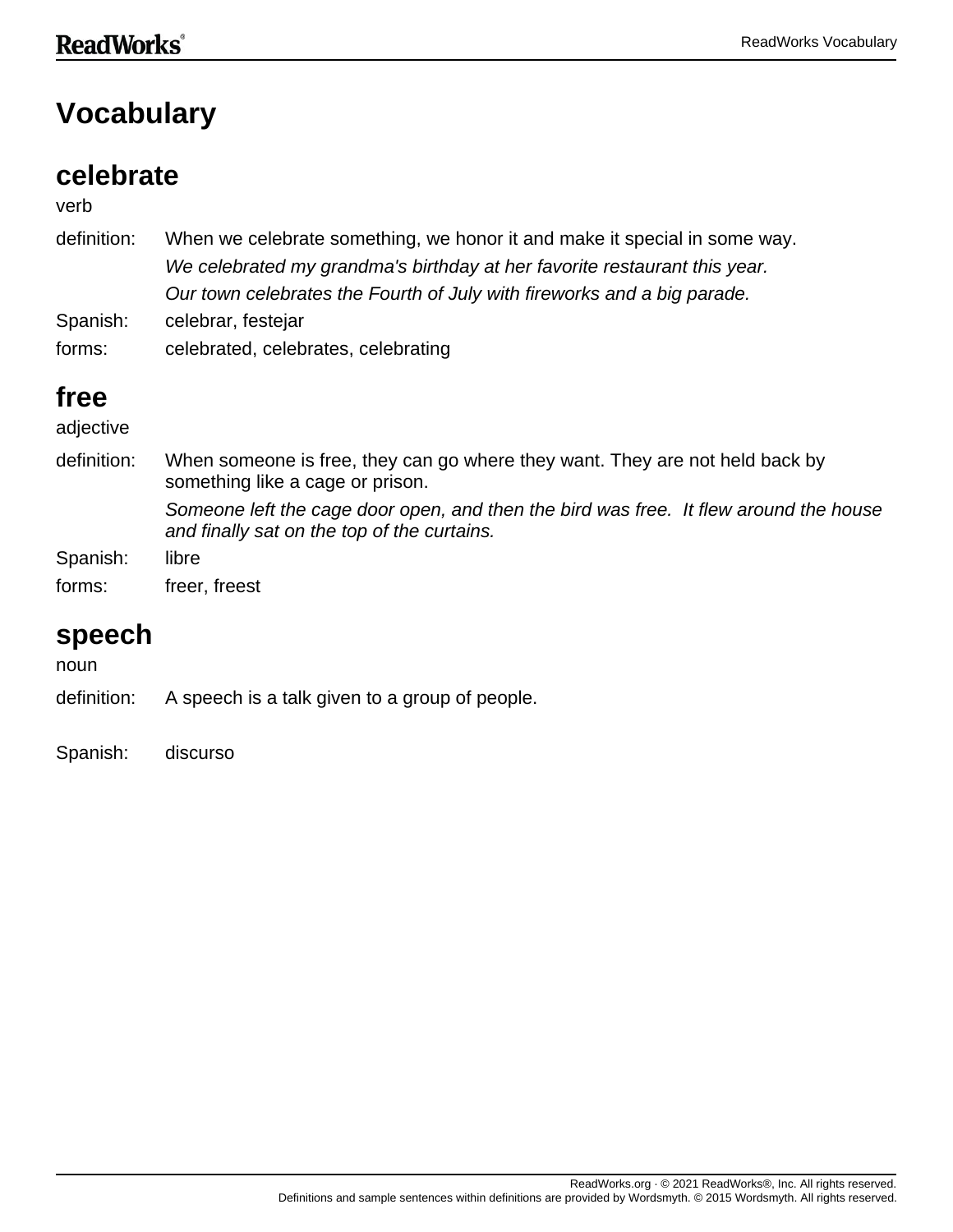# Vocabulary

## celebrate

verb

definition: When we celebrate something, we honor it and make it special in some way.

*We celebrated my grandma's birthday at her favorite restaurant this year.*

*Our town celebrates the Fourth of July with fireworks and a big parade.*

Spanish: celebrar, festejar

forms: celebrated, celebrates, celebrating

## free

adjective

definition: When someone is free, they can go where they want. They are not held back by something like a cage or prison.

*Someone left the cage door open, and then the bird was free. It flew around the house and finally sat on the top of the curtains.*

Spanish: libre

forms: freer, freest

## speech

noun

definition: A speech is a talk given to a group of people.

Spanish: discurso

ReadWorks.org · © 2021 ReadWorks®, Inc. All rights reserved.
Definitions and sample sentences within definitions are provided by Wordsmyth. © 2015 Wordsmyth. All rights reserved.